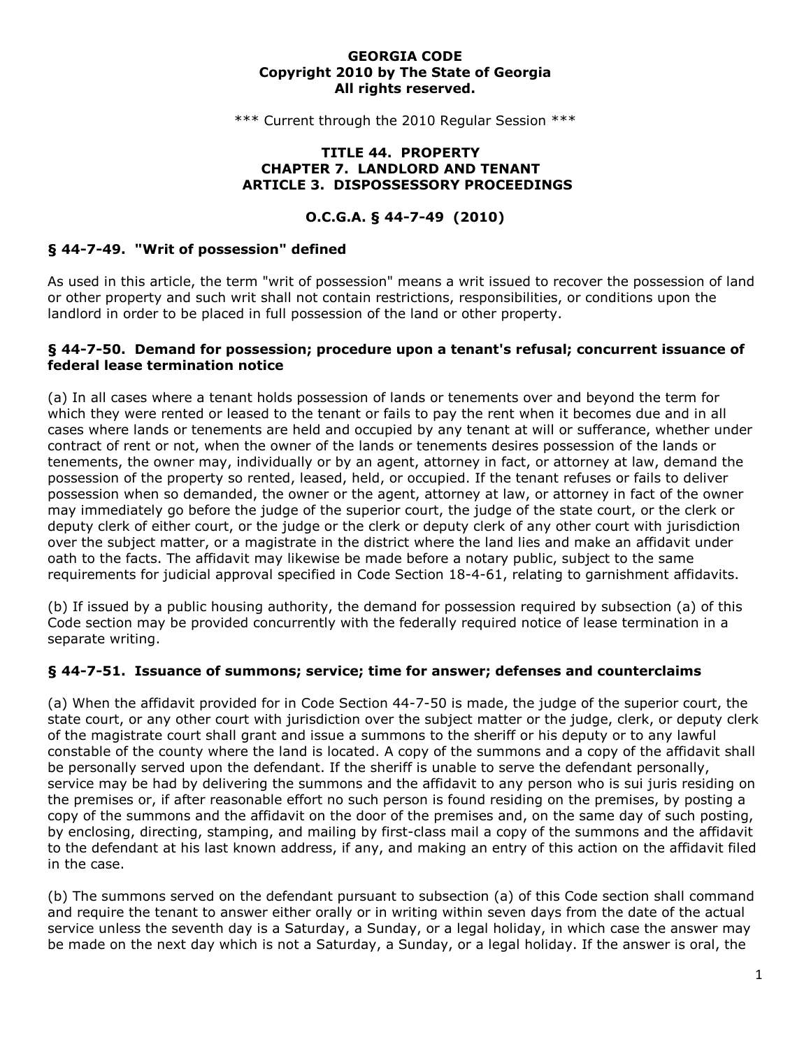**GEORGIA CODE**
**Copyright 2010 by The State of Georgia**
**All rights reserved.**

*** Current through the 2010 Regular Session ***

**TITLE 44. PROPERTY**
**CHAPTER 7. LANDLORD AND TENANT**
**ARTICLE 3. DISPOSSESSORY PROCEEDINGS**

**O.C.G.A. § 44-7-49 (2010)**

### § 44-7-49. "Writ of possession" defined

As used in this article, the term "writ of possession" means a writ issued to recover the possession of land or other property and such writ shall not contain restrictions, responsibilities, or conditions upon the landlord in order to be placed in full possession of the land or other property.

### § 44-7-50. Demand for possession; procedure upon a tenant's refusal; concurrent issuance of federal lease termination notice

(a) In all cases where a tenant holds possession of lands or tenements over and beyond the term for which they were rented or leased to the tenant or fails to pay the rent when it becomes due and in all cases where lands or tenements are held and occupied by any tenant at will or sufferance, whether under contract of rent or not, when the owner of the lands or tenements desires possession of the lands or tenements, the owner may, individually or by an agent, attorney in fact, or attorney at law, demand the possession of the property so rented, leased, held, or occupied. If the tenant refuses or fails to deliver possession when so demanded, the owner or the agent, attorney at law, or attorney in fact of the owner may immediately go before the judge of the superior court, the judge of the state court, or the clerk or deputy clerk of either court, or the judge or the clerk or deputy clerk of any other court with jurisdiction over the subject matter, or a magistrate in the district where the land lies and make an affidavit under oath to the facts. The affidavit may likewise be made before a notary public, subject to the same requirements for judicial approval specified in Code Section 18-4-61, relating to garnishment affidavits.

(b) If issued by a public housing authority, the demand for possession required by subsection (a) of this Code section may be provided concurrently with the federally required notice of lease termination in a separate writing.

### § 44-7-51. Issuance of summons; service; time for answer; defenses and counterclaims

(a) When the affidavit provided for in Code Section 44-7-50 is made, the judge of the superior court, the state court, or any other court with jurisdiction over the subject matter or the judge, clerk, or deputy clerk of the magistrate court shall grant and issue a summons to the sheriff or his deputy or to any lawful constable of the county where the land is located. A copy of the summons and a copy of the affidavit shall be personally served upon the defendant. If the sheriff is unable to serve the defendant personally, service may be had by delivering the summons and the affidavit to any person who is sui juris residing on the premises or, if after reasonable effort no such person is found residing on the premises, by posting a copy of the summons and the affidavit on the door of the premises and, on the same day of such posting, by enclosing, directing, stamping, and mailing by first-class mail a copy of the summons and the affidavit to the defendant at his last known address, if any, and making an entry of this action on the affidavit filed in the case.

(b) The summons served on the defendant pursuant to subsection (a) of this Code section shall command and require the tenant to answer either orally or in writing within seven days from the date of the actual service unless the seventh day is a Saturday, a Sunday, or a legal holiday, in which case the answer may be made on the next day which is not a Saturday, a Sunday, or a legal holiday. If the answer is oral, the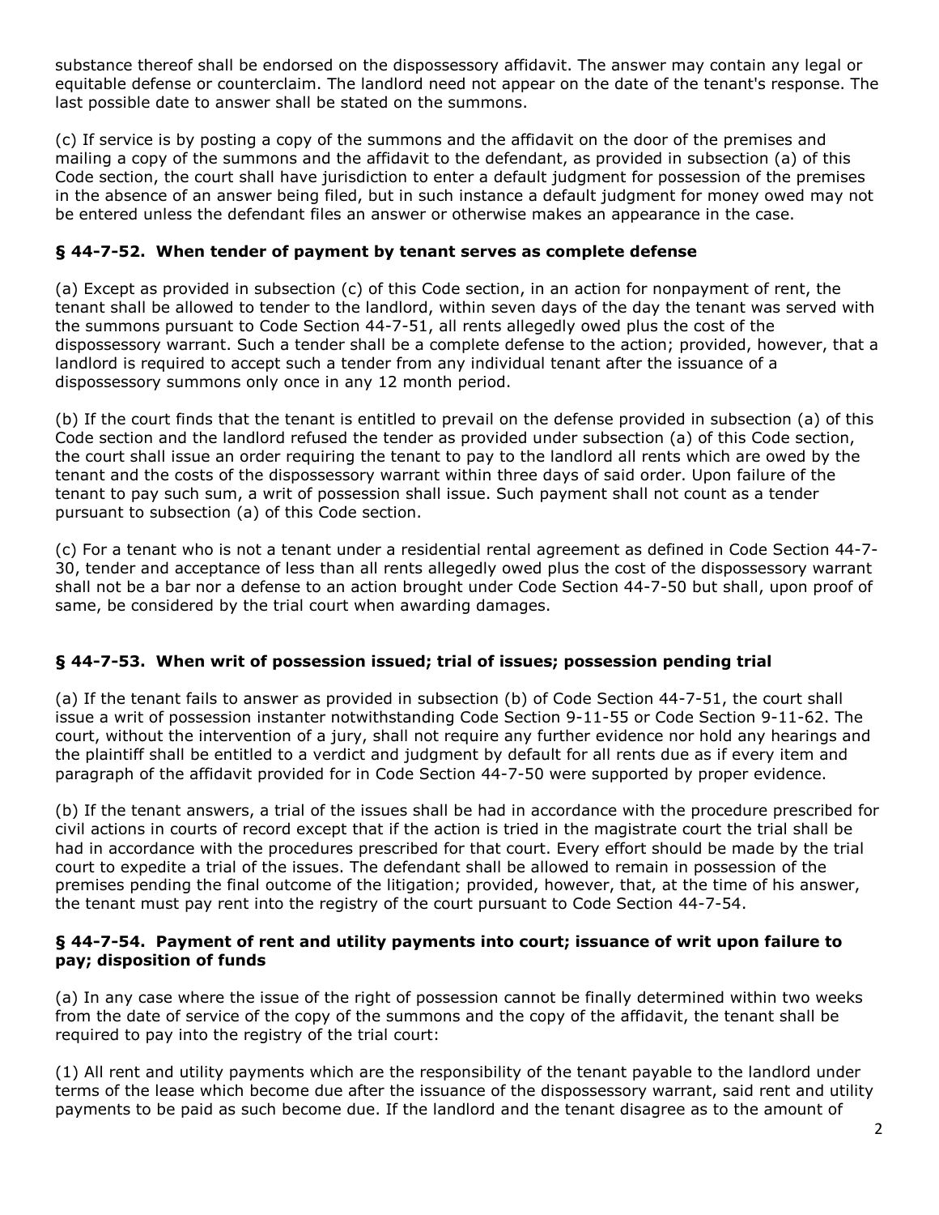substance thereof shall be endorsed on the dispossessory affidavit. The answer may contain any legal or equitable defense or counterclaim. The landlord need not appear on the date of the tenant's response. The last possible date to answer shall be stated on the summons.

(c) If service is by posting a copy of the summons and the affidavit on the door of the premises and mailing a copy of the summons and the affidavit to the defendant, as provided in subsection (a) of this Code section, the court shall have jurisdiction to enter a default judgment for possession of the premises in the absence of an answer being filed, but in such instance a default judgment for money owed may not be entered unless the defendant files an answer or otherwise makes an appearance in the case.

### § 44-7-52. When tender of payment by tenant serves as complete defense

(a) Except as provided in subsection (c) of this Code section, in an action for nonpayment of rent, the tenant shall be allowed to tender to the landlord, within seven days of the day the tenant was served with the summons pursuant to Code Section 44-7-51, all rents allegedly owed plus the cost of the dispossessory warrant. Such a tender shall be a complete defense to the action; provided, however, that a landlord is required to accept such a tender from any individual tenant after the issuance of a dispossessory summons only once in any 12 month period.

(b) If the court finds that the tenant is entitled to prevail on the defense provided in subsection (a) of this Code section and the landlord refused the tender as provided under subsection (a) of this Code section, the court shall issue an order requiring the tenant to pay to the landlord all rents which are owed by the tenant and the costs of the dispossessory warrant within three days of said order. Upon failure of the tenant to pay such sum, a writ of possession shall issue. Such payment shall not count as a tender pursuant to subsection (a) of this Code section.

(c) For a tenant who is not a tenant under a residential rental agreement as defined in Code Section 44-7-30, tender and acceptance of less than all rents allegedly owed plus the cost of the dispossessory warrant shall not be a bar nor a defense to an action brought under Code Section 44-7-50 but shall, upon proof of same, be considered by the trial court when awarding damages.

### § 44-7-53. When writ of possession issued; trial of issues; possession pending trial

(a) If the tenant fails to answer as provided in subsection (b) of Code Section 44-7-51, the court shall issue a writ of possession instanter notwithstanding Code Section 9-11-55 or Code Section 9-11-62. The court, without the intervention of a jury, shall not require any further evidence nor hold any hearings and the plaintiff shall be entitled to a verdict and judgment by default for all rents due as if every item and paragraph of the affidavit provided for in Code Section 44-7-50 were supported by proper evidence.

(b) If the tenant answers, a trial of the issues shall be had in accordance with the procedure prescribed for civil actions in courts of record except that if the action is tried in the magistrate court the trial shall be had in accordance with the procedures prescribed for that court. Every effort should be made by the trial court to expedite a trial of the issues. The defendant shall be allowed to remain in possession of the premises pending the final outcome of the litigation; provided, however, that, at the time of his answer, the tenant must pay rent into the registry of the court pursuant to Code Section 44-7-54.

### § 44-7-54. Payment of rent and utility payments into court; issuance of writ upon failure to pay; disposition of funds

(a) In any case where the issue of the right of possession cannot be finally determined within two weeks from the date of service of the copy of the summons and the copy of the affidavit, the tenant shall be required to pay into the registry of the trial court:

(1) All rent and utility payments which are the responsibility of the tenant payable to the landlord under terms of the lease which become due after the issuance of the dispossessory warrant, said rent and utility payments to be paid as such become due. If the landlord and the tenant disagree as to the amount of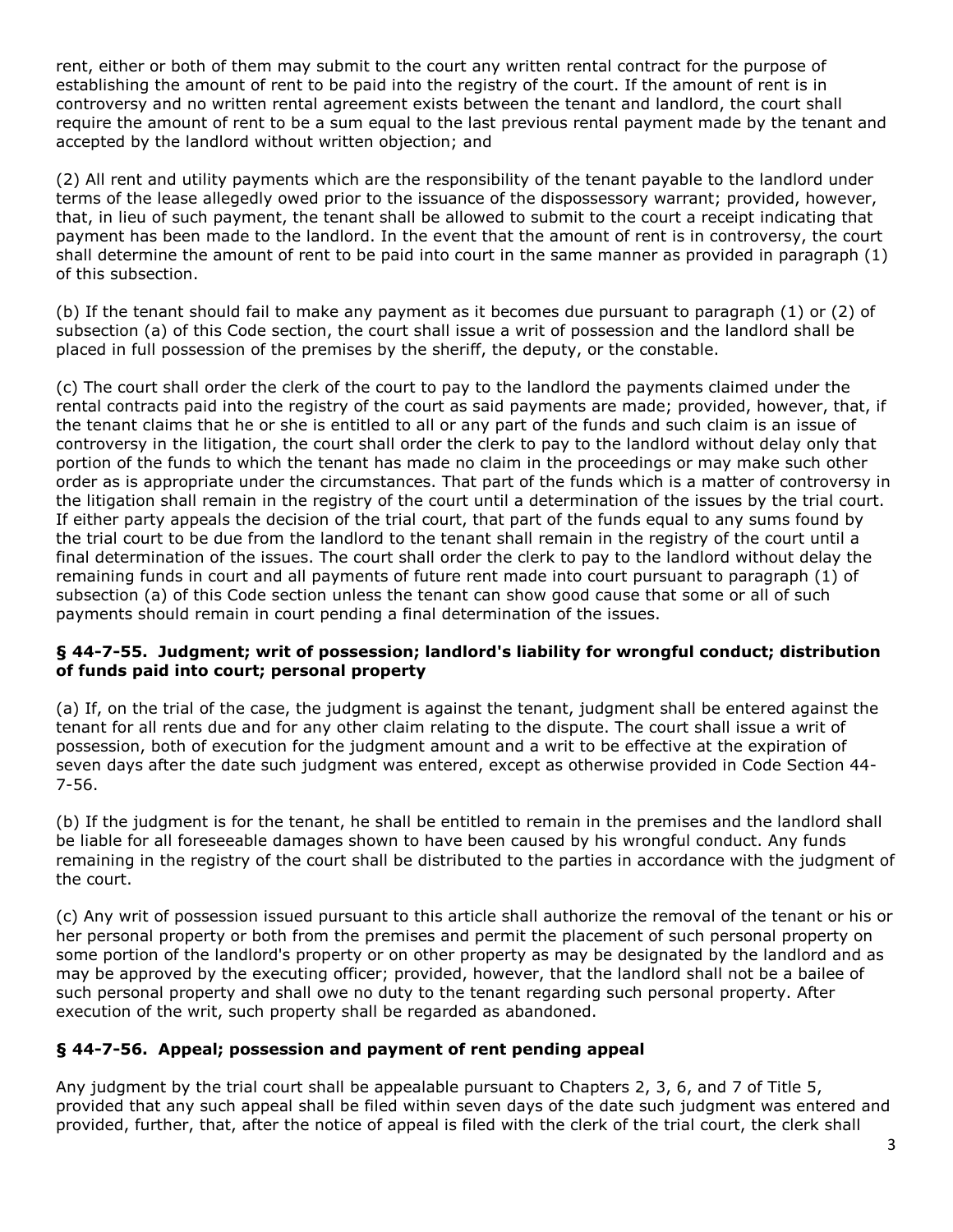rent, either or both of them may submit to the court any written rental contract for the purpose of establishing the amount of rent to be paid into the registry of the court. If the amount of rent is in controversy and no written rental agreement exists between the tenant and landlord, the court shall require the amount of rent to be a sum equal to the last previous rental payment made by the tenant and accepted by the landlord without written objection; and

(2) All rent and utility payments which are the responsibility of the tenant payable to the landlord under terms of the lease allegedly owed prior to the issuance of the dispossessory warrant; provided, however, that, in lieu of such payment, the tenant shall be allowed to submit to the court a receipt indicating that payment has been made to the landlord. In the event that the amount of rent is in controversy, the court shall determine the amount of rent to be paid into court in the same manner as provided in paragraph (1) of this subsection.

(b) If the tenant should fail to make any payment as it becomes due pursuant to paragraph (1) or (2) of subsection (a) of this Code section, the court shall issue a writ of possession and the landlord shall be placed in full possession of the premises by the sheriff, the deputy, or the constable.

(c) The court shall order the clerk of the court to pay to the landlord the payments claimed under the rental contracts paid into the registry of the court as said payments are made; provided, however, that, if the tenant claims that he or she is entitled to all or any part of the funds and such claim is an issue of controversy in the litigation, the court shall order the clerk to pay to the landlord without delay only that portion of the funds to which the tenant has made no claim in the proceedings or may make such other order as is appropriate under the circumstances. That part of the funds which is a matter of controversy in the litigation shall remain in the registry of the court until a determination of the issues by the trial court. If either party appeals the decision of the trial court, that part of the funds equal to any sums found by the trial court to be due from the landlord to the tenant shall remain in the registry of the court until a final determination of the issues. The court shall order the clerk to pay to the landlord without delay the remaining funds in court and all payments of future rent made into court pursuant to paragraph (1) of subsection (a) of this Code section unless the tenant can show good cause that some or all of such payments should remain in court pending a final determination of the issues.

### § 44-7-55. Judgment; writ of possession; landlord's liability for wrongful conduct; distribution of funds paid into court; personal property

(a) If, on the trial of the case, the judgment is against the tenant, judgment shall be entered against the tenant for all rents due and for any other claim relating to the dispute. The court shall issue a writ of possession, both of execution for the judgment amount and a writ to be effective at the expiration of seven days after the date such judgment was entered, except as otherwise provided in Code Section 44-7-56.

(b) If the judgment is for the tenant, he shall be entitled to remain in the premises and the landlord shall be liable for all foreseeable damages shown to have been caused by his wrongful conduct. Any funds remaining in the registry of the court shall be distributed to the parties in accordance with the judgment of the court.

(c) Any writ of possession issued pursuant to this article shall authorize the removal of the tenant or his or her personal property or both from the premises and permit the placement of such personal property on some portion of the landlord's property or on other property as may be designated by the landlord and as may be approved by the executing officer; provided, however, that the landlord shall not be a bailee of such personal property and shall owe no duty to the tenant regarding such personal property. After execution of the writ, such property shall be regarded as abandoned.

### § 44-7-56. Appeal; possession and payment of rent pending appeal

Any judgment by the trial court shall be appealable pursuant to Chapters 2, 3, 6, and 7 of Title 5, provided that any such appeal shall be filed within seven days of the date such judgment was entered and provided, further, that, after the notice of appeal is filed with the clerk of the trial court, the clerk shall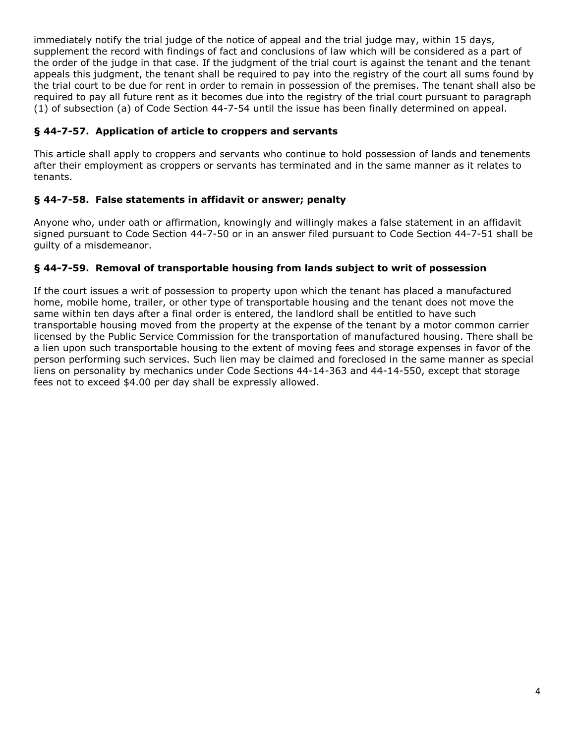immediately notify the trial judge of the notice of appeal and the trial judge may, within 15 days, supplement the record with findings of fact and conclusions of law which will be considered as a part of the order of the judge in that case. If the judgment of the trial court is against the tenant and the tenant appeals this judgment, the tenant shall be required to pay into the registry of the court all sums found by the trial court to be due for rent in order to remain in possession of the premises. The tenant shall also be required to pay all future rent as it becomes due into the registry of the trial court pursuant to paragraph (1) of subsection (a) of Code Section 44-7-54 until the issue has been finally determined on appeal.

### § 44-7-57. Application of article to croppers and servants

This article shall apply to croppers and servants who continue to hold possession of lands and tenements after their employment as croppers or servants has terminated and in the same manner as it relates to tenants.

### § 44-7-58. False statements in affidavit or answer; penalty

Anyone who, under oath or affirmation, knowingly and willingly makes a false statement in an affidavit signed pursuant to Code Section 44-7-50 or in an answer filed pursuant to Code Section 44-7-51 shall be guilty of a misdemeanor.

### § 44-7-59. Removal of transportable housing from lands subject to writ of possession

If the court issues a writ of possession to property upon which the tenant has placed a manufactured home, mobile home, trailer, or other type of transportable housing and the tenant does not move the same within ten days after a final order is entered, the landlord shall be entitled to have such transportable housing moved from the property at the expense of the tenant by a motor common carrier licensed by the Public Service Commission for the transportation of manufactured housing. There shall be a lien upon such transportable housing to the extent of moving fees and storage expenses in favor of the person performing such services. Such lien may be claimed and foreclosed in the same manner as special liens on personality by mechanics under Code Sections 44-14-363 and 44-14-550, except that storage fees not to exceed $4.00 per day shall be expressly allowed.